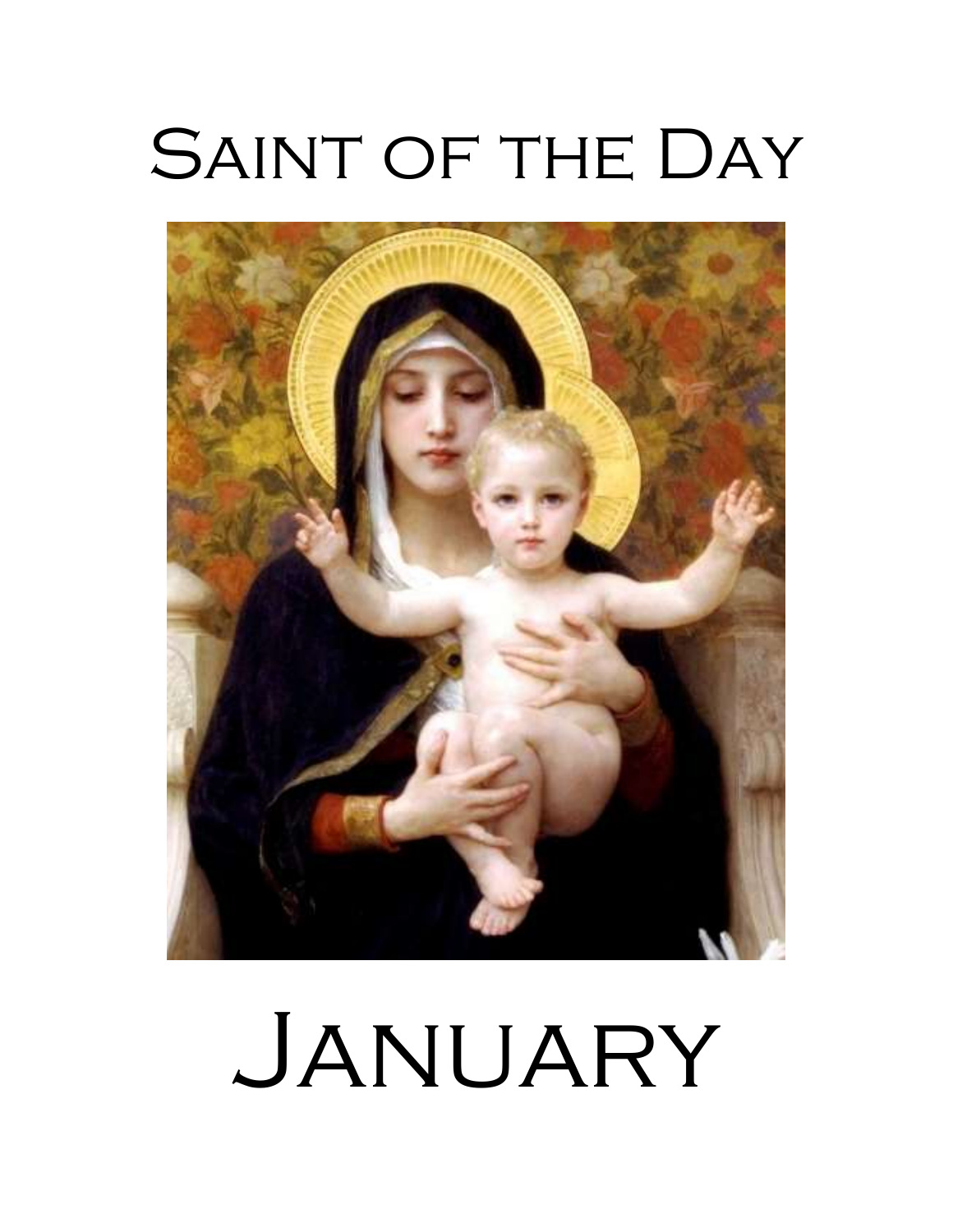# Saint of the Day

# January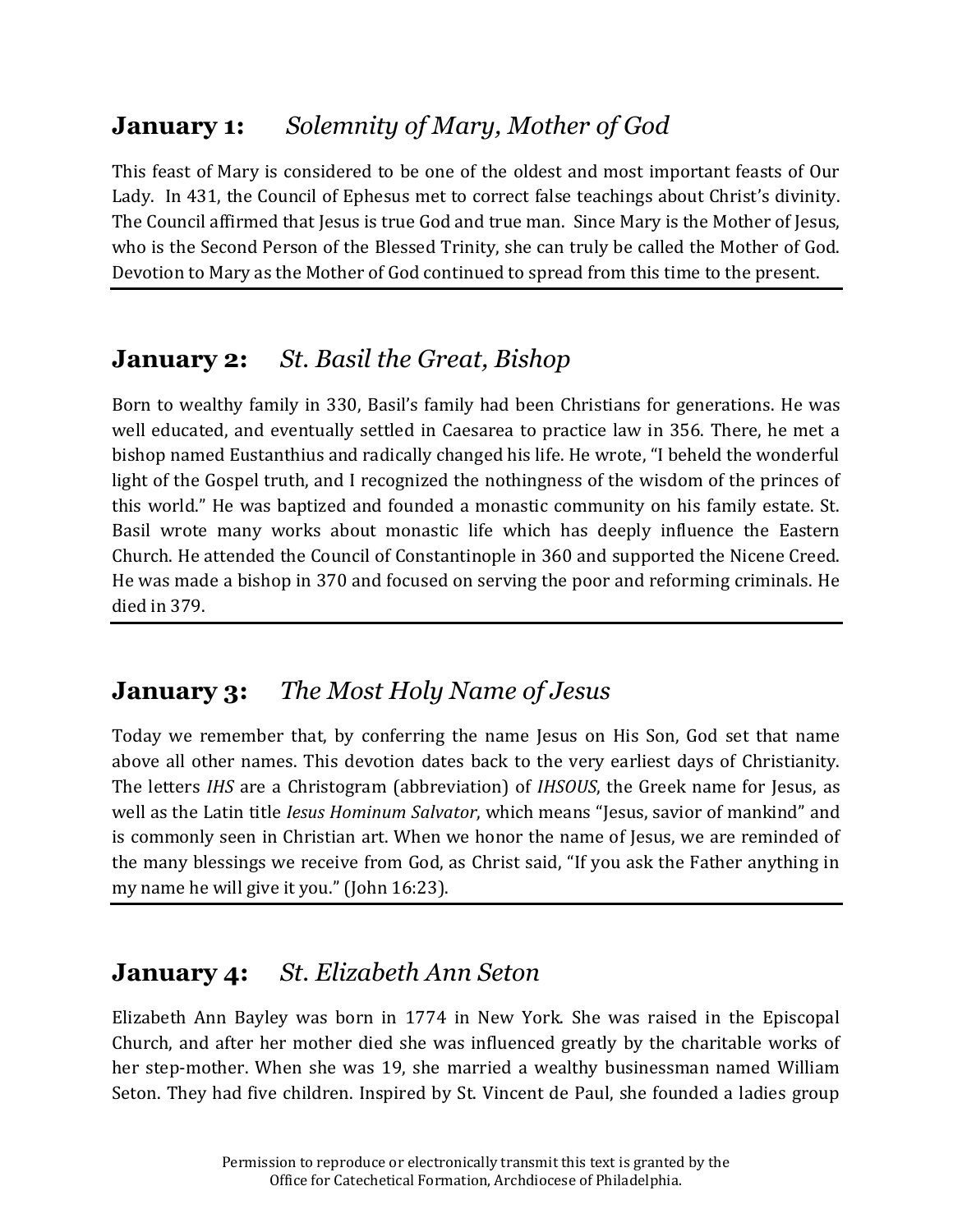## **January 1:** *Solemnity of Mary, Mother of God*

This feast of Mary is considered to be one of the oldest and most important feasts of Our Lady. In 431, the Council of Ephesus met to correct false teachings about Christ's divinity. The Council affirmed that Jesus is true God and true man. Since Mary is the Mother of Jesus, who is the Second Person of the Blessed Trinity, she can truly be called the Mother of God. Devotion to Mary as the Mother of God continued to spread from this time to the present.

---

## **January 2:** *St. Basil the Great, Bishop*

Born to wealthy family in 330, Basil's family had been Christians for generations. He was well educated, and eventually settled in Caesarea to practice law in 356. There, he met a bishop named Eustanthius and radically changed his life. He wrote, "I beheld the wonderful light of the Gospel truth, and I recognized the nothingness of the wisdom of the princes of this world." He was baptized and founded a monastic community on his family estate. St. Basil wrote many works about monastic life which has deeply influence the Eastern Church. He attended the Council of Constantinople in 360 and supported the Nicene Creed. He was made a bishop in 370 and focused on serving the poor and reforming criminals. He died in 379.

---

## **January 3:** *The Most Holy Name of Jesus*

Today we remember that, by conferring the name Jesus on His Son, God set that name above all other names. This devotion dates back to the very earliest days of Christianity. The letters *IHS* are a Christogram (abbreviation) of *IHSOUS*, the Greek name for Jesus, as well as the Latin title *Iesus Hominum Salvator*, which means "Jesus, savior of mankind" and is commonly seen in Christian art. When we honor the name of Jesus, we are reminded of the many blessings we receive from God, as Christ said, "If you ask the Father anything in my name he will give it you." (John 16:23).

---

## **January 4:** *St. Elizabeth Ann Seton*

Elizabeth Ann Bayley was born in 1774 in New York. She was raised in the Episcopal Church, and after her mother died she was influenced greatly by the charitable works of her step-mother. When she was 19, she married a wealthy businessman named William Seton. They had five children. Inspired by St. Vincent de Paul, she founded a ladies group

Permission to reproduce or electronically transmit this text is granted by the Office for Catechetical Formation, Archdiocese of Philadelphia.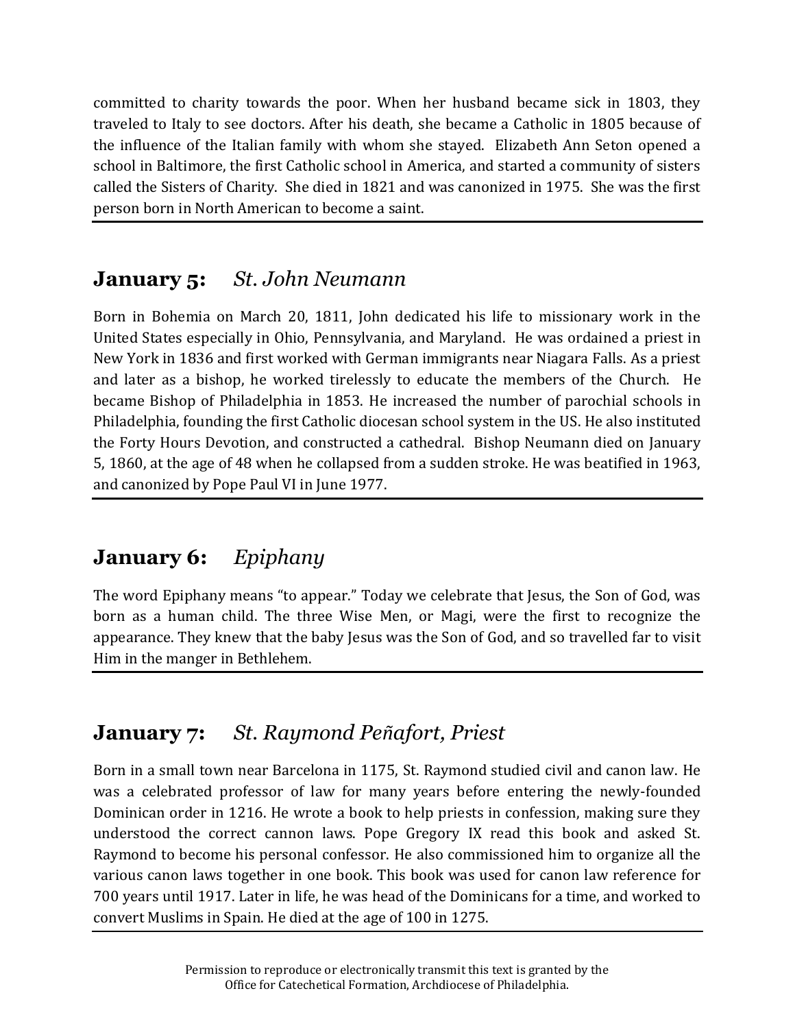committed to charity towards the poor. When her husband became sick in 1803, they traveled to Italy to see doctors. After his death, she became a Catholic in 1805 because of the influence of the Italian family with whom she stayed. Elizabeth Ann Seton opened a school in Baltimore, the first Catholic school in America, and started a community of sisters called the Sisters of Charity. She died in 1821 and was canonized in 1975. She was the first person born in North American to become a saint.

---

## **January 5:** *St. John Neumann*

Born in Bohemia on March 20, 1811, John dedicated his life to missionary work in the United States especially in Ohio, Pennsylvania, and Maryland. He was ordained a priest in New York in 1836 and first worked with German immigrants near Niagara Falls. As a priest and later as a bishop, he worked tirelessly to educate the members of the Church. He became Bishop of Philadelphia in 1853. He increased the number of parochial schools in Philadelphia, founding the first Catholic diocesan school system in the US. He also instituted the Forty Hours Devotion, and constructed a cathedral. Bishop Neumann died on January 5, 1860, at the age of 48 when he collapsed from a sudden stroke. He was beatified in 1963, and canonized by Pope Paul VI in June 1977.

---

## **January 6:** *Epiphany*

The word Epiphany means "to appear." Today we celebrate that Jesus, the Son of God, was born as a human child. The three Wise Men, or Magi, were the first to recognize the appearance. They knew that the baby Jesus was the Son of God, and so travelled far to visit Him in the manger in Bethlehem.

---

## **January 7:** *St. Raymond Peñafort, Priest*

Born in a small town near Barcelona in 1175, St. Raymond studied civil and canon law. He was a celebrated professor of law for many years before entering the newly-founded Dominican order in 1216. He wrote a book to help priests in confession, making sure they understood the correct cannon laws. Pope Gregory IX read this book and asked St. Raymond to become his personal confessor. He also commissioned him to organize all the various canon laws together in one book. This book was used for canon law reference for 700 years until 1917. Later in life, he was head of the Dominicans for a time, and worked to convert Muslims in Spain. He died at the age of 100 in 1275.

---

Permission to reproduce or electronically transmit this text is granted by the Office for Catechetical Formation, Archdiocese of Philadelphia.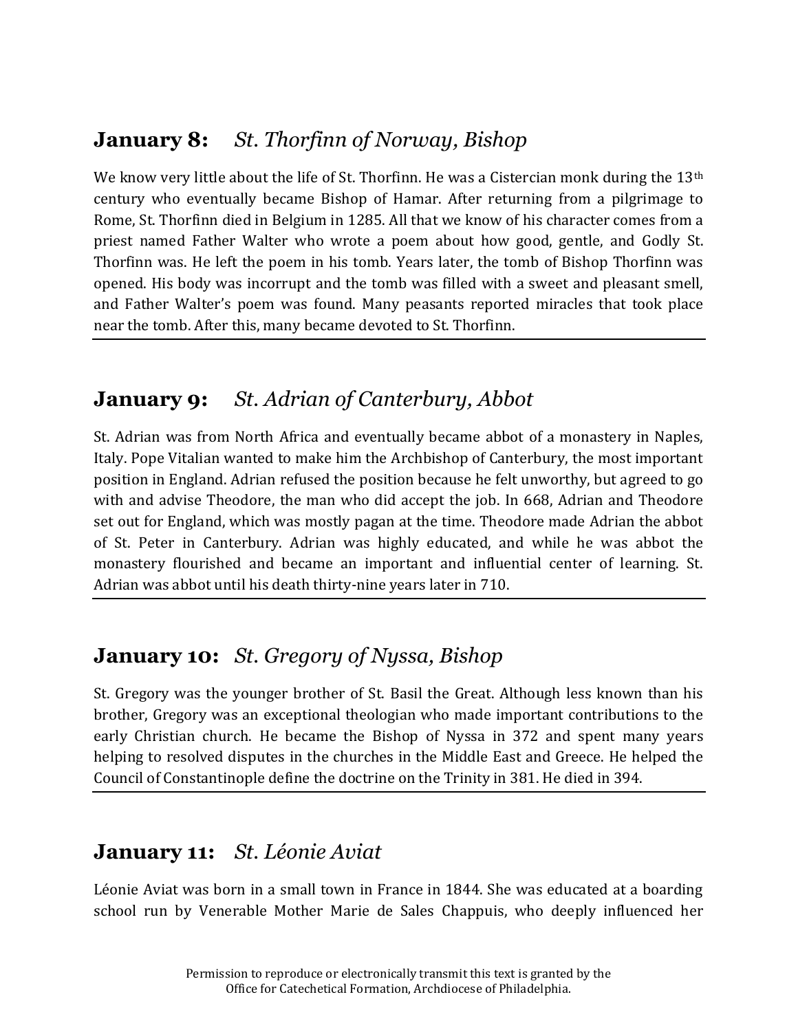## January 8: *St. Thorfinn of Norway, Bishop*

We know very little about the life of St. Thorfinn. He was a Cistercian monk during the 13th century who eventually became Bishop of Hamar. After returning from a pilgrimage to Rome, St. Thorfinn died in Belgium in 1285. All that we know of his character comes from a priest named Father Walter who wrote a poem about how good, gentle, and Godly St. Thorfinn was. He left the poem in his tomb. Years later, the tomb of Bishop Thorfinn was opened. His body was incorrupt and the tomb was filled with a sweet and pleasant smell, and Father Walter's poem was found. Many peasants reported miracles that took place near the tomb. After this, many became devoted to St. Thorfinn.

---

## January 9: *St. Adrian of Canterbury, Abbot*

St. Adrian was from North Africa and eventually became abbot of a monastery in Naples, Italy. Pope Vitalian wanted to make him the Archbishop of Canterbury, the most important position in England. Adrian refused the position because he felt unworthy, but agreed to go with and advise Theodore, the man who did accept the job. In 668, Adrian and Theodore set out for England, which was mostly pagan at the time. Theodore made Adrian the abbot of St. Peter in Canterbury. Adrian was highly educated, and while he was abbot the monastery flourished and became an important and influential center of learning. St. Adrian was abbot until his death thirty-nine years later in 710.

---

## January 10: *St. Gregory of Nyssa, Bishop*

St. Gregory was the younger brother of St. Basil the Great. Although less known than his brother, Gregory was an exceptional theologian who made important contributions to the early Christian church. He became the Bishop of Nyssa in 372 and spent many years helping to resolved disputes in the churches in the Middle East and Greece. He helped the Council of Constantinople define the doctrine on the Trinity in 381. He died in 394.

---

## January 11: *St. Léonie Aviat*

Léonie Aviat was born in a small town in France in 1844. She was educated at a boarding school run by Venerable Mother Marie de Sales Chappuis, who deeply influenced her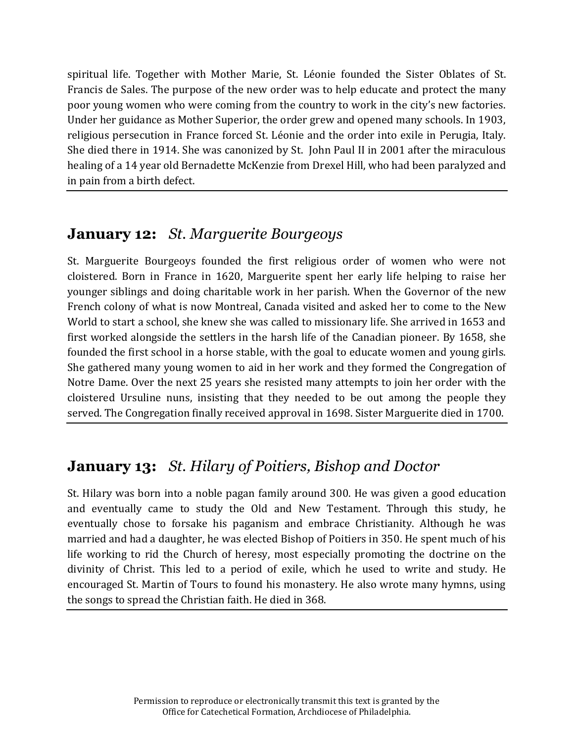spiritual life. Together with Mother Marie, St. Léonie founded the Sister Oblates of St. Francis de Sales. The purpose of the new order was to help educate and protect the many poor young women who were coming from the country to work in the city's new factories. Under her guidance as Mother Superior, the order grew and opened many schools. In 1903, religious persecution in France forced St. Léonie and the order into exile in Perugia, Italy. She died there in 1914. She was canonized by St. John Paul II in 2001 after the miraculous healing of a 14 year old Bernadette McKenzie from Drexel Hill, who had been paralyzed and in pain from a birth defect.

---

## **January 12:** *St. Marguerite Bourgeoys*

St. Marguerite Bourgeoys founded the first religious order of women who were not cloistered. Born in France in 1620, Marguerite spent her early life helping to raise her younger siblings and doing charitable work in her parish. When the Governor of the new French colony of what is now Montreal, Canada visited and asked her to come to the New World to start a school, she knew she was called to missionary life. She arrived in 1653 and first worked alongside the settlers in the harsh life of the Canadian pioneer. By 1658, she founded the first school in a horse stable, with the goal to educate women and young girls. She gathered many young women to aid in her work and they formed the Congregation of Notre Dame. Over the next 25 years she resisted many attempts to join her order with the cloistered Ursuline nuns, insisting that they needed to be out among the people they served. The Congregation finally received approval in 1698. Sister Marguerite died in 1700.

---

## **January 13:** *St. Hilary of Poitiers, Bishop and Doctor*

St. Hilary was born into a noble pagan family around 300. He was given a good education and eventually came to study the Old and New Testament. Through this study, he eventually chose to forsake his paganism and embrace Christianity. Although he was married and had a daughter, he was elected Bishop of Poitiers in 350. He spent much of his life working to rid the Church of heresy, most especially promoting the doctrine on the divinity of Christ. This led to a period of exile, which he used to write and study. He encouraged St. Martin of Tours to found his monastery. He also wrote many hymns, using the songs to spread the Christian faith. He died in 368.

---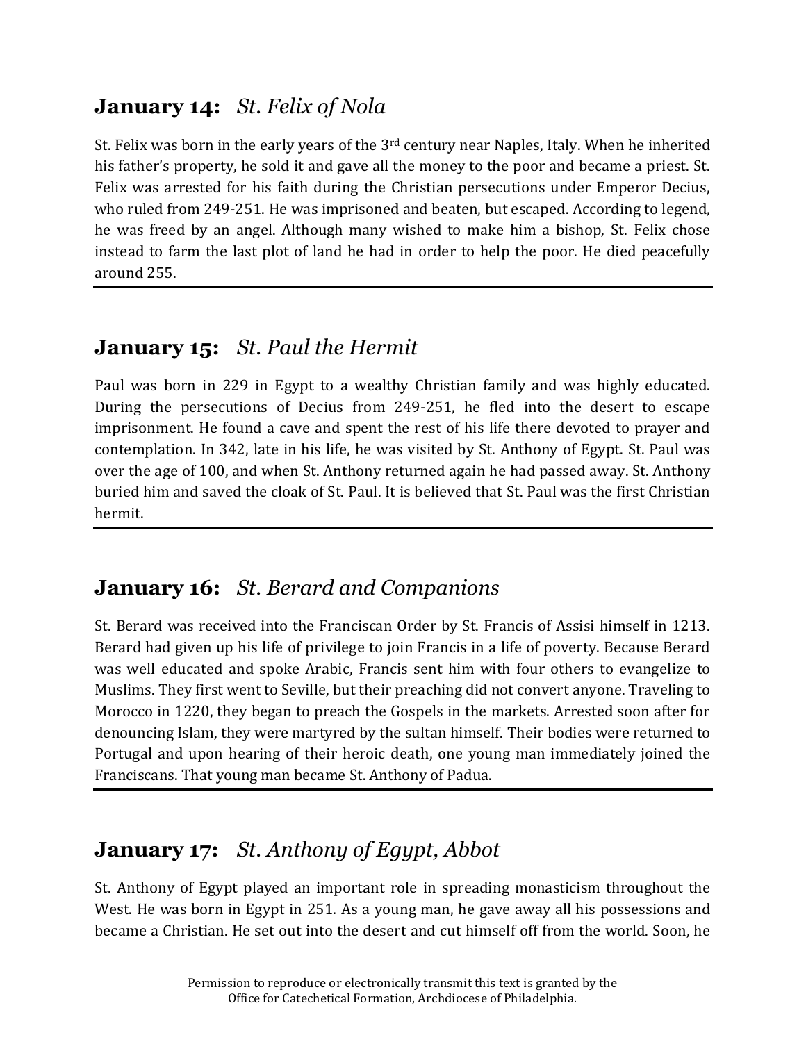## **January 14:** *St. Felix of Nola*

St. Felix was born in the early years of the 3rd century near Naples, Italy. When he inherited his father's property, he sold it and gave all the money to the poor and became a priest. St. Felix was arrested for his faith during the Christian persecutions under Emperor Decius, who ruled from 249-251. He was imprisoned and beaten, but escaped. According to legend, he was freed by an angel. Although many wished to make him a bishop, St. Felix chose instead to farm the last plot of land he had in order to help the poor. He died peacefully around 255.

---

## **January 15:** *St. Paul the Hermit*

Paul was born in 229 in Egypt to a wealthy Christian family and was highly educated. During the persecutions of Decius from 249-251, he fled into the desert to escape imprisonment. He found a cave and spent the rest of his life there devoted to prayer and contemplation. In 342, late in his life, he was visited by St. Anthony of Egypt. St. Paul was over the age of 100, and when St. Anthony returned again he had passed away. St. Anthony buried him and saved the cloak of St. Paul. It is believed that St. Paul was the first Christian hermit.

---

## **January 16:** *St. Berard and Companions*

St. Berard was received into the Franciscan Order by St. Francis of Assisi himself in 1213. Berard had given up his life of privilege to join Francis in a life of poverty. Because Berard was well educated and spoke Arabic, Francis sent him with four others to evangelize to Muslims. They first went to Seville, but their preaching did not convert anyone. Traveling to Morocco in 1220, they began to preach the Gospels in the markets. Arrested soon after for denouncing Islam, they were martyred by the sultan himself. Their bodies were returned to Portugal and upon hearing of their heroic death, one young man immediately joined the Franciscans. That young man became St. Anthony of Padua.

---

## **January 17:** *St. Anthony of Egypt, Abbot*

St. Anthony of Egypt played an important role in spreading monasticism throughout the West. He was born in Egypt in 251. As a young man, he gave away all his possessions and became a Christian. He set out into the desert and cut himself off from the world. Soon, he

Permission to reproduce or electronically transmit this text is granted by the Office for Catechetical Formation, Archdiocese of Philadelphia.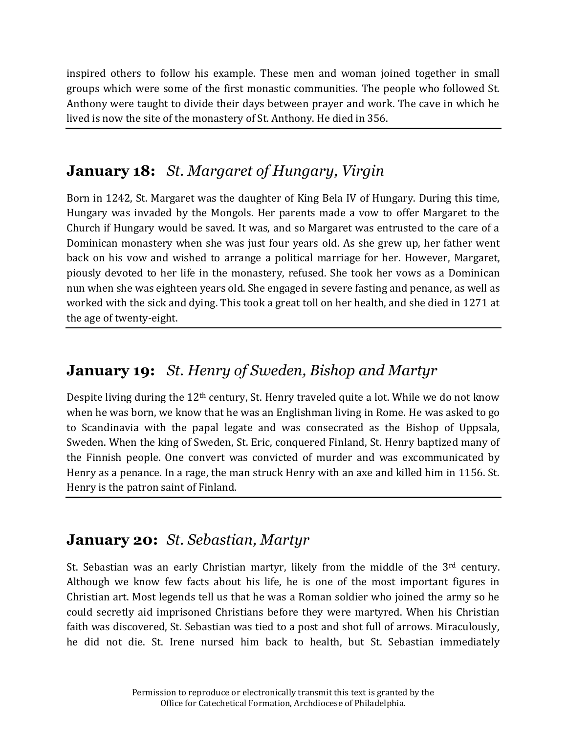inspired others to follow his example. These men and woman joined together in small groups which were some of the first monastic communities. The people who followed St. Anthony were taught to divide their days between prayer and work. The cave in which he lived is now the site of the monastery of St. Anthony. He died in 356.

---

## **January 18:** *St. Margaret of Hungary, Virgin*

Born in 1242, St. Margaret was the daughter of King Bela IV of Hungary. During this time, Hungary was invaded by the Mongols. Her parents made a vow to offer Margaret to the Church if Hungary would be saved. It was, and so Margaret was entrusted to the care of a Dominican monastery when she was just four years old. As she grew up, her father went back on his vow and wished to arrange a political marriage for her. However, Margaret, piously devoted to her life in the monastery, refused. She took her vows as a Dominican nun when she was eighteen years old. She engaged in severe fasting and penance, as well as worked with the sick and dying. This took a great toll on her health, and she died in 1271 at the age of twenty-eight.

---

## **January 19:** *St. Henry of Sweden, Bishop and Martyr*

Despite living during the 12th century, St. Henry traveled quite a lot. While we do not know when he was born, we know that he was an Englishman living in Rome. He was asked to go to Scandinavia with the papal legate and was consecrated as the Bishop of Uppsala, Sweden. When the king of Sweden, St. Eric, conquered Finland, St. Henry baptized many of the Finnish people. One convert was convicted of murder and was excommunicated by Henry as a penance. In a rage, the man struck Henry with an axe and killed him in 1156. St. Henry is the patron saint of Finland.

---

## **January 20:** *St. Sebastian, Martyr*

St. Sebastian was an early Christian martyr, likely from the middle of the 3rd century. Although we know few facts about his life, he is one of the most important figures in Christian art. Most legends tell us that he was a Roman soldier who joined the army so he could secretly aid imprisoned Christians before they were martyred. When his Christian faith was discovered, St. Sebastian was tied to a post and shot full of arrows. Miraculously, he did not die. St. Irene nursed him back to health, but St. Sebastian immediately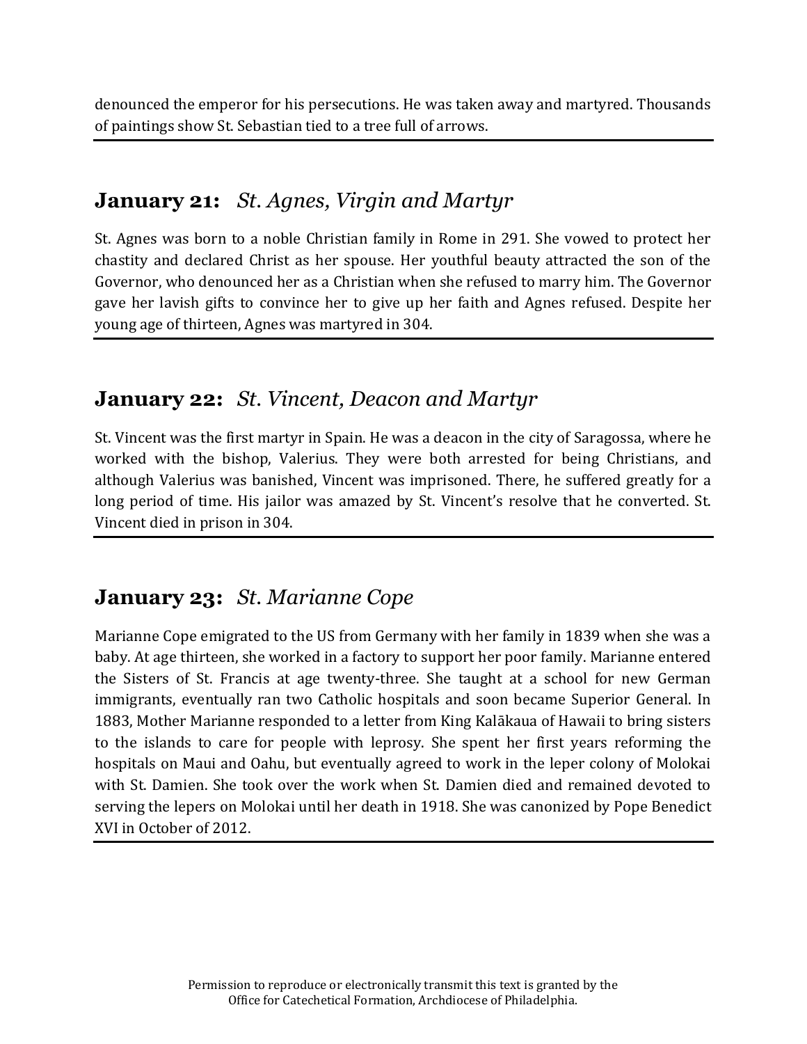denounced the emperor for his persecutions. He was taken away and martyred. Thousands of paintings show St. Sebastian tied to a tree full of arrows.

---

## **January 21:** *St. Agnes, Virgin and Martyr*

St. Agnes was born to a noble Christian family in Rome in 291. She vowed to protect her chastity and declared Christ as her spouse. Her youthful beauty attracted the son of the Governor, who denounced her as a Christian when she refused to marry him. The Governor gave her lavish gifts to convince her to give up her faith and Agnes refused. Despite her young age of thirteen, Agnes was martyred in 304.

---

## **January 22:** *St. Vincent, Deacon and Martyr*

St. Vincent was the first martyr in Spain. He was a deacon in the city of Saragossa, where he worked with the bishop, Valerius. They were both arrested for being Christians, and although Valerius was banished, Vincent was imprisoned. There, he suffered greatly for a long period of time. His jailor was amazed by St. Vincent's resolve that he converted. St. Vincent died in prison in 304.

---

## **January 23:** *St. Marianne Cope*

Marianne Cope emigrated to the US from Germany with her family in 1839 when she was a baby. At age thirteen, she worked in a factory to support her poor family. Marianne entered the Sisters of St. Francis at age twenty-three. She taught at a school for new German immigrants, eventually ran two Catholic hospitals and soon became Superior General. In 1883, Mother Marianne responded to a letter from King Kalākaua of Hawaii to bring sisters to the islands to care for people with leprosy. She spent her first years reforming the hospitals on Maui and Oahu, but eventually agreed to work in the leper colony of Molokai with St. Damien. She took over the work when St. Damien died and remained devoted to serving the lepers on Molokai until her death in 1918. She was canonized by Pope Benedict XVI in October of 2012.

---

Permission to reproduce or electronically transmit this text is granted by the Office for Catechetical Formation, Archdiocese of Philadelphia.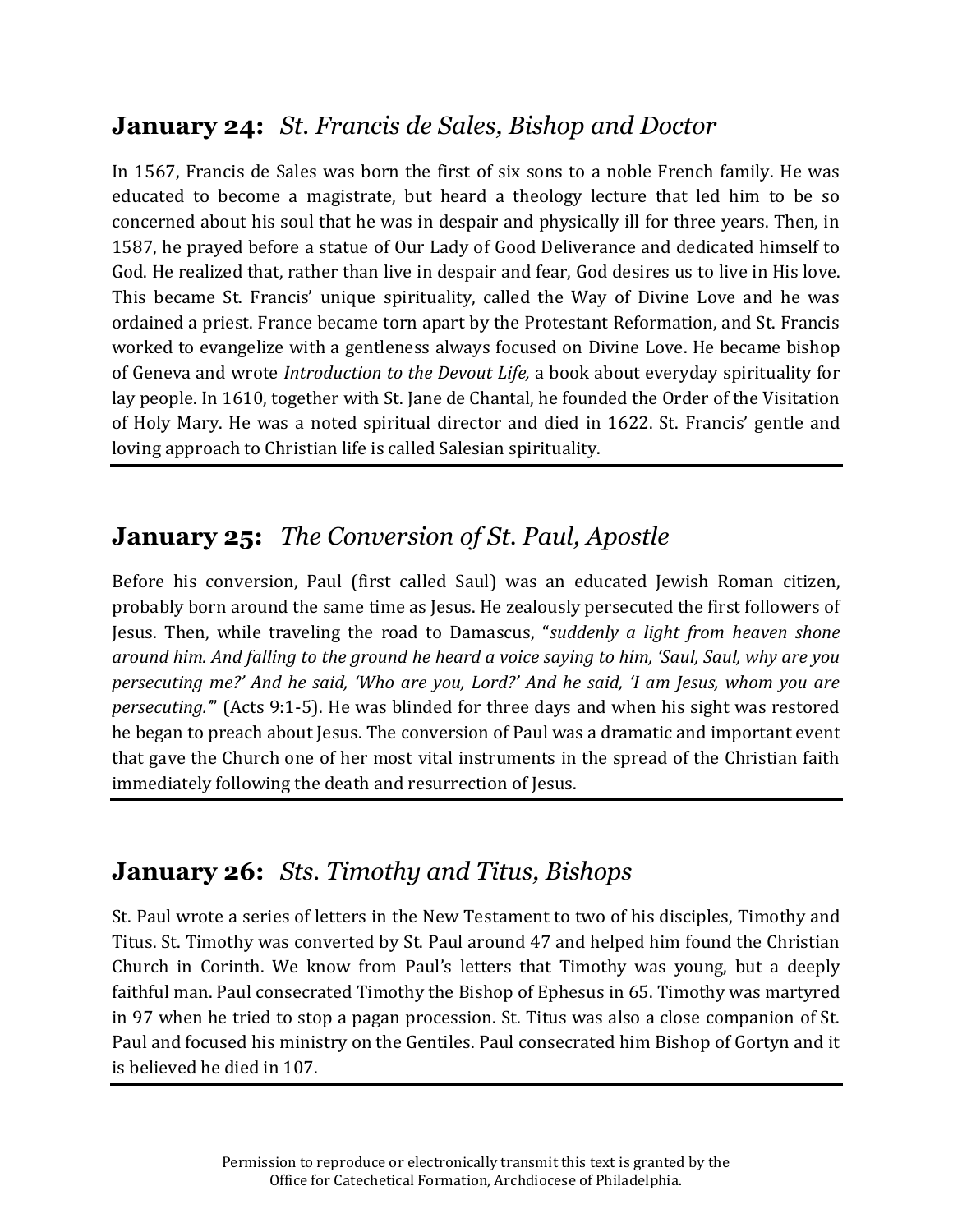## **January 24:** *St. Francis de Sales, Bishop and Doctor*

In 1567, Francis de Sales was born the first of six sons to a noble French family. He was educated to become a magistrate, but heard a theology lecture that led him to be so concerned about his soul that he was in despair and physically ill for three years. Then, in 1587, he prayed before a statue of Our Lady of Good Deliverance and dedicated himself to God. He realized that, rather than live in despair and fear, God desires us to live in His love. This became St. Francis' unique spirituality, called the Way of Divine Love and he was ordained a priest. France became torn apart by the Protestant Reformation, and St. Francis worked to evangelize with a gentleness always focused on Divine Love. He became bishop of Geneva and wrote *Introduction to the Devout Life,* a book about everyday spirituality for lay people. In 1610, together with St. Jane de Chantal, he founded the Order of the Visitation of Holy Mary. He was a noted spiritual director and died in 1622. St. Francis' gentle and loving approach to Christian life is called Salesian spirituality.

---

## **January 25:** *The Conversion of St. Paul, Apostle*

Before his conversion, Paul (first called Saul) was an educated Jewish Roman citizen, probably born around the same time as Jesus. He zealously persecuted the first followers of Jesus. Then, while traveling the road to Damascus, "*suddenly a light from heaven shone around him. And falling to the ground he heard a voice saying to him, 'Saul, Saul, why are you persecuting me?' And he said, 'Who are you, Lord?' And he said, 'I am Jesus, whom you are persecuting.'*" (Acts 9:1-5). He was blinded for three days and when his sight was restored he began to preach about Jesus. The conversion of Paul was a dramatic and important event that gave the Church one of her most vital instruments in the spread of the Christian faith immediately following the death and resurrection of Jesus.

---

## **January 26:** *Sts. Timothy and Titus, Bishops*

St. Paul wrote a series of letters in the New Testament to two of his disciples, Timothy and Titus. St. Timothy was converted by St. Paul around 47 and helped him found the Christian Church in Corinth. We know from Paul's letters that Timothy was young, but a deeply faithful man. Paul consecrated Timothy the Bishop of Ephesus in 65. Timothy was martyred in 97 when he tried to stop a pagan procession. St. Titus was also a close companion of St. Paul and focused his ministry on the Gentiles. Paul consecrated him Bishop of Gortyn and it is believed he died in 107.

---

Permission to reproduce or electronically transmit this text is granted by the Office for Catechetical Formation, Archdiocese of Philadelphia.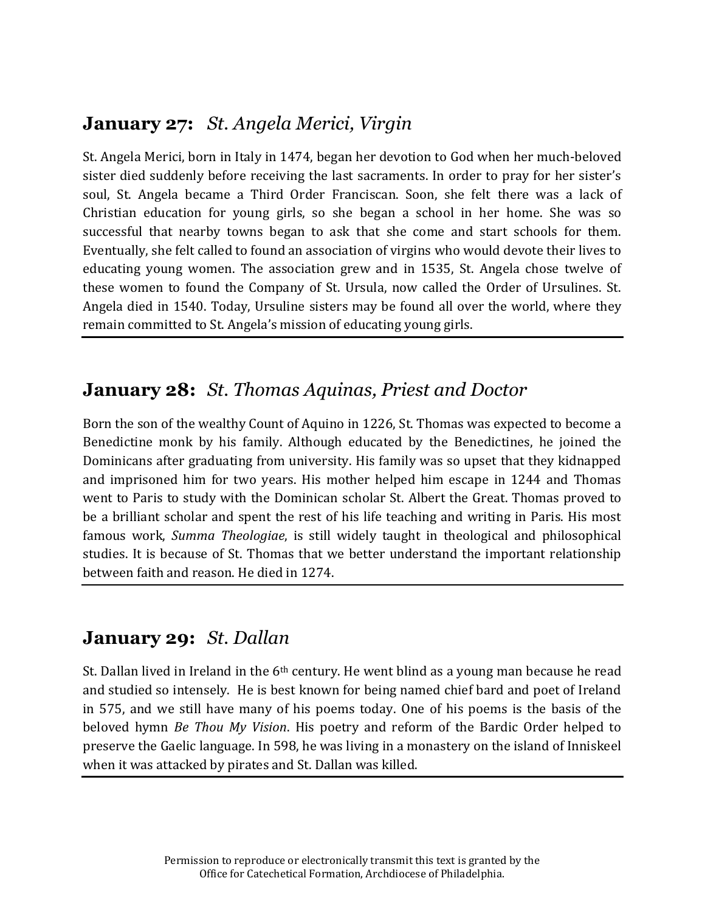## **January 27:** *St. Angela Merici, Virgin*

St. Angela Merici, born in Italy in 1474, began her devotion to God when her much-beloved sister died suddenly before receiving the last sacraments. In order to pray for her sister's soul, St. Angela became a Third Order Franciscan. Soon, she felt there was a lack of Christian education for young girls, so she began a school in her home. She was so successful that nearby towns began to ask that she come and start schools for them. Eventually, she felt called to found an association of virgins who would devote their lives to educating young women. The association grew and in 1535, St. Angela chose twelve of these women to found the Company of St. Ursula, now called the Order of Ursulines. St. Angela died in 1540. Today, Ursuline sisters may be found all over the world, where they remain committed to St. Angela's mission of educating young girls.

---

## **January 28:** *St. Thomas Aquinas, Priest and Doctor*

Born the son of the wealthy Count of Aquino in 1226, St. Thomas was expected to become a Benedictine monk by his family. Although educated by the Benedictines, he joined the Dominicans after graduating from university. His family was so upset that they kidnapped and imprisoned him for two years. His mother helped him escape in 1244 and Thomas went to Paris to study with the Dominican scholar St. Albert the Great. Thomas proved to be a brilliant scholar and spent the rest of his life teaching and writing in Paris. His most famous work, *Summa Theologiae*, is still widely taught in theological and philosophical studies. It is because of St. Thomas that we better understand the important relationship between faith and reason. He died in 1274.

---

## **January 29:** *St. Dallan*

St. Dallan lived in Ireland in the 6th century. He went blind as a young man because he read and studied so intensely. He is best known for being named chief bard and poet of Ireland in 575, and we still have many of his poems today. One of his poems is the basis of the beloved hymn *Be Thou My Vision*. His poetry and reform of the Bardic Order helped to preserve the Gaelic language. In 598, he was living in a monastery on the island of Inniskeel when it was attacked by pirates and St. Dallan was killed.

---

Permission to reproduce or electronically transmit this text is granted by the Office for Catechetical Formation, Archdiocese of Philadelphia.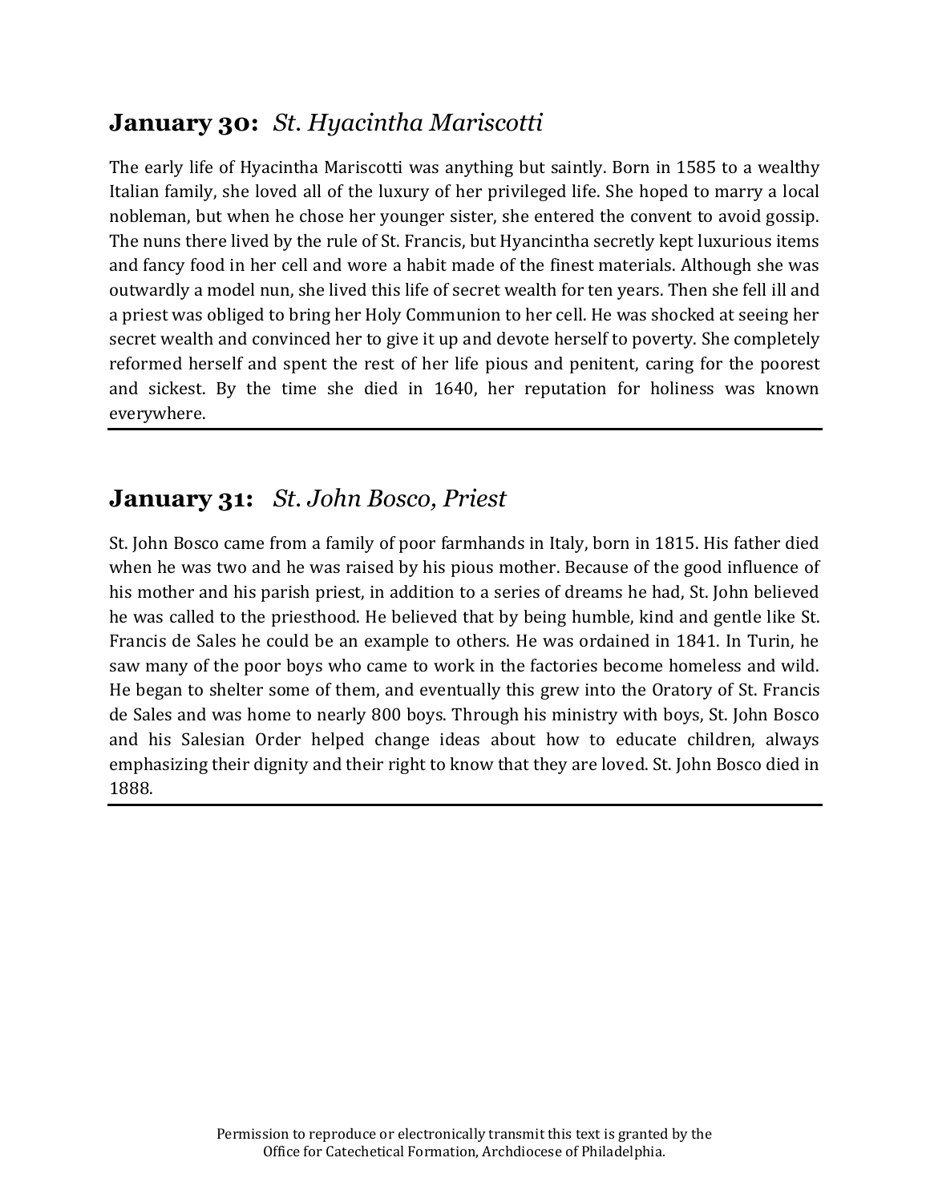## **January 30:** *St. Hyacintha Mariscotti*

The early life of Hyacintha Mariscotti was anything but saintly. Born in 1585 to a wealthy Italian family, she loved all of the luxury of her privileged life. She hoped to marry a local nobleman, but when he chose her younger sister, she entered the convent to avoid gossip. The nuns there lived by the rule of St. Francis, but Hyancintha secretly kept luxurious items and fancy food in her cell and wore a habit made of the finest materials. Although she was outwardly a model nun, she lived this life of secret wealth for ten years. Then she fell ill and a priest was obliged to bring her Holy Communion to her cell. He was shocked at seeing her secret wealth and convinced her to give it up and devote herself to poverty. She completely reformed herself and spent the rest of her life pious and penitent, caring for the poorest and sickest. By the time she died in 1640, her reputation for holiness was known everywhere.

---

## **January 31:** *St. John Bosco, Priest*

St. John Bosco came from a family of poor farmhands in Italy, born in 1815. His father died when he was two and he was raised by his pious mother. Because of the good influence of his mother and his parish priest, in addition to a series of dreams he had, St. John believed he was called to the priesthood. He believed that by being humble, kind and gentle like St. Francis de Sales he could be an example to others. He was ordained in 1841. In Turin, he saw many of the poor boys who came to work in the factories become homeless and wild. He began to shelter some of them, and eventually this grew into the Oratory of St. Francis de Sales and was home to nearly 800 boys. Through his ministry with boys, St. John Bosco and his Salesian Order helped change ideas about how to educate children, always emphasizing their dignity and their right to know that they are loved. St. John Bosco died in 1888.

---

Permission to reproduce or electronically transmit this text is granted by the Office for Catechetical Formation, Archdiocese of Philadelphia.